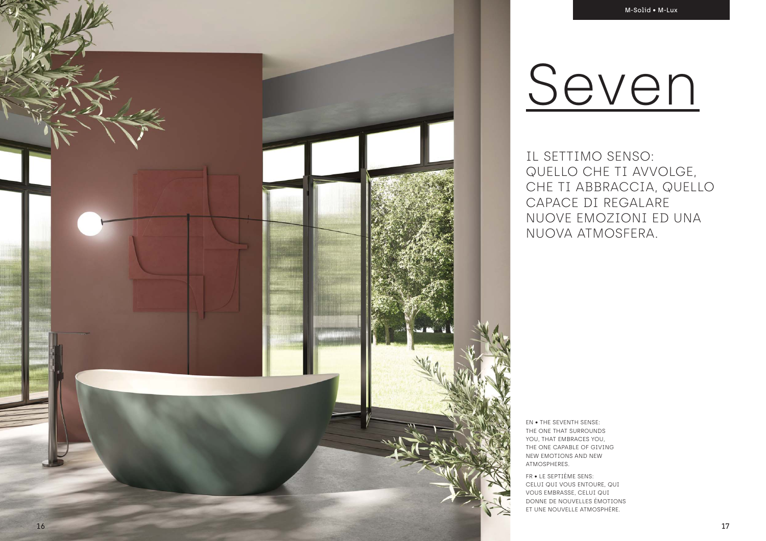M-Solid • M-Lux

# Seven

IL SETTIMO SENSO: QUELLO CHE TI AVVOLGE, CHE TI ABBRACCIA, QUELLO CAPACE DI REGALARE NUOVE EMOZIONI ED UNA NUOVA ATMOSFERA.

EN • THE SEVENTH SENSE: THE ONE THAT SURROUNDS YOU, THAT EMBRACES YOU, THE ONE CAPABLE OF GIVING NEW EMOTIONS AND NEW ATMOSPHERES.

FR • LE SEPTIÈME SENS: CELUI QUI VOUS ENTOURE, QUI VOUS EMBRASSE, CELUI QUI DONNE DE NOUVELLES ÉMOTIONS ET UNE NOUVELLE ATMOSPHÈRE.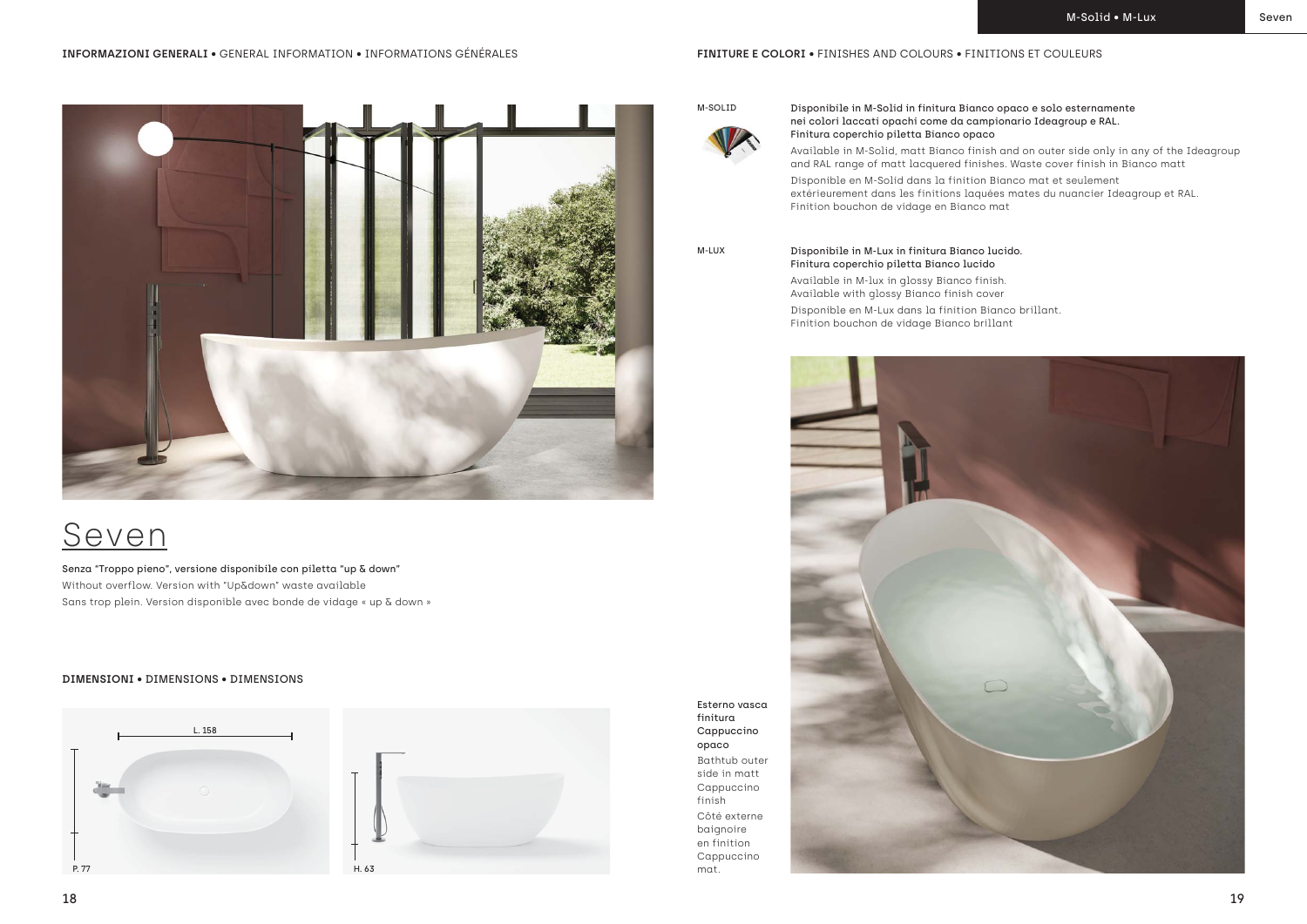**INFORMAZIONI GENERALI** • GENERAL INFORMATION • INFORMATIONS GÉNÉRALES

# Seven

Senza "Troppo pieno", versione disponibile con piletta "up & down"

Without overflow. Version with "Up&down" waste available

Sans trop plein. Version disponible avec bonde de vidage « up & down »

**DIMENSIONI** • DIMENSIONS • DIMENSIONS

L. 158

P. 77

H. 63

**FINITURE E COLORI** • FINISHES AND COLOURS • FINITIONS ET COULEURS

M-SOLID

Disponibile in M-Solid in finitura Bianco opaco e solo esternamente nei colori laccati opachi come da campionario Ideagroup e RAL. Finitura coperchio piletta Bianco opaco

Available in M-Solid, matt Bianco finish and on outer side only in any of the Ideagroup and RAL range of matt lacquered finishes. Waste cover finish in Bianco matt

Disponible en M-Solid dans la finition Bianco mat et seulement extérieurement dans les finitions laquées mates du nuancier Ideagroup et RAL. Finition bouchon de vidage en Bianco mat

M-LUX

Disponibile in M-Lux in finitura Bianco lucido. Finitura coperchio piletta Bianco lucido

Available in M-lux in glossy Bianco finish. Available with glossy Bianco finish cover

Disponible en M-Lux dans la finition Bianco brillant. Finition bouchon de vidage Bianco brillant

Esterno vasca finitura Cappuccino opaco

Bathtub outer side in matt Cappuccino finish

Côté externe baignoire en finition Cappuccino mat.